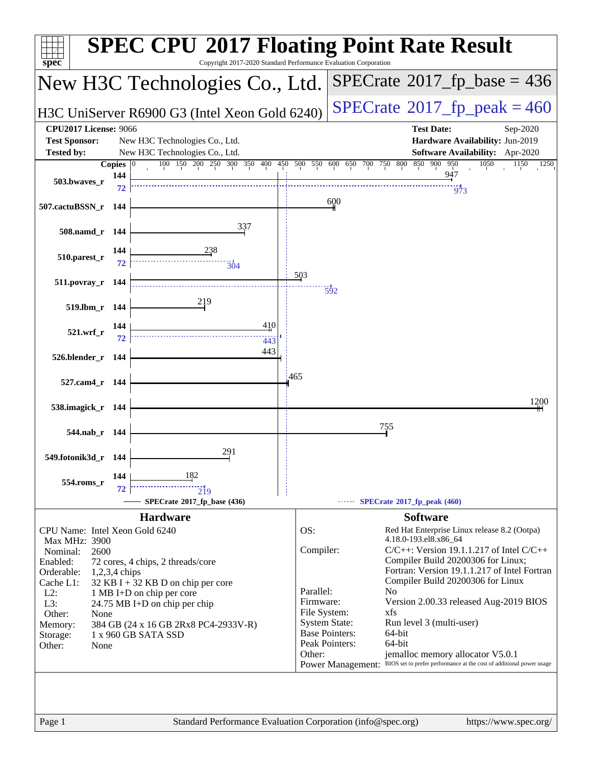# SPEC CPU 2017 Floating Point Rate Result

Copyright 2017-2020 Standard Performance Evaluation Corporation

## New H3C Technologies Co., Ltd.

H3C UniServer R6900 G3 (Intel Xeon Gold 6240)

**SPECrate 2017_fp_base = 436**

**SPECrate 2017_fp_peak = 460**

| | | | |
|---|---|---|---|
| **CPU2017 License:** 9066 | | **Test Date:** | Sep-2020 |
| **Test Sponsor:** | New H3C Technologies Co., Ltd. | **Hardware Availability:** | Jun-2019 |
| **Tested by:** | New H3C Technologies Co., Ltd. | **Software Availability:** | Apr-2020 |

| Benchmark | Copies | Base | Copies (Peak) | Peak |
|---|---|---|---|---|
| 503.bwaves_r | 144 | 947 | 72 | 973 |
| 507.cactuBSSN_r | 144 | 600 | | |
| 508.namd_r | 144 | 337 | | |
| 510.parest_r | 144 | 238 | 72 | 304 |
| 511.povray_r | 144 | 503 | 144 | 592 |
| 519.lbm_r | 144 | 219 | | |
| 521.wrf_r | 144 | 410 | 72 | 443 |
| 526.blender_r | 144 | 443 | | |
| 527.cam4_r | 144 | 465 | | |
| 538.imagick_r | 144 | 1200 | | |
| 544.nab_r | 144 | 755 | | |
| 549.fotonik3d_r | 144 | 291 | | |
| 554.roms_r | 144 | 182 | 72 | 219 |

SPECrate 2017_fp_base (436) ------ SPECrate 2017_fp_peak (460)

## Hardware

| | |
|---|---|
| CPU Name: | Intel Xeon Gold 6240 |
| Max MHz: | 3900 |
| Nominal: | 2600 |
| Enabled: | 72 cores, 4 chips, 2 threads/core |
| Orderable: | 1,2,3,4 chips |
| Cache L1: | 32 KB I + 32 KB D on chip per core |
| L2: | 1 MB I+D on chip per core |
| L3: | 24.75 MB I+D on chip per chip |
| Other: | None |
| Memory: | 384 GB (24 x 16 GB 2Rx8 PC4-2933V-R) |
| Storage: | 1 x 960 GB SATA SSD |
| Other: | None |

## Software

| | |
|---|---|
| OS: | Red Hat Enterprise Linux release 8.2 (Ootpa) 4.18.0-193.el8.x86_64 |
| Compiler: | C/C++: Version 19.1.1.217 of Intel C/C++ Compiler Build 20200306 for Linux; Fortran: Version 19.1.1.217 of Intel Fortran Compiler Build 20200306 for Linux |
| Parallel: | No |
| Firmware: | Version 2.00.33 released Aug-2019 BIOS |
| File System: | xfs |
| System State: | Run level 3 (multi-user) |
| Base Pointers: | 64-bit |
| Peak Pointers: | 64-bit |
| Other: | jemalloc memory allocator V5.0.1 |
| Power Management: | BIOS set to prefer performance at the cost of additional power usage |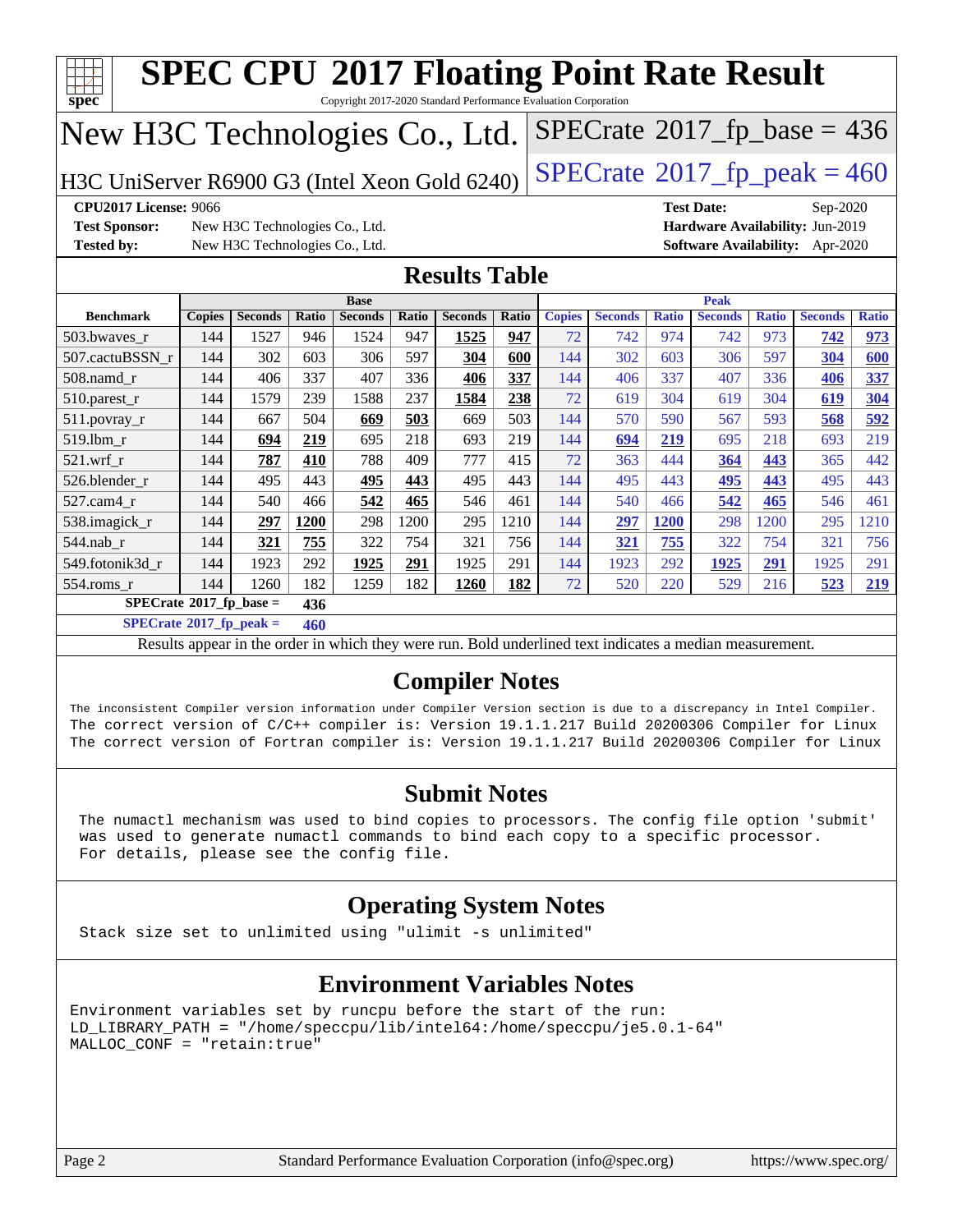# SPEC CPU 2017 Floating Point Rate Result

Copyright 2017-2020 Standard Performance Evaluation Corporation

## New H3C Technologies Co., Ltd.

H3C UniServer R6900 G3 (Intel Xeon Gold 6240)

SPECrate 2017_fp_base = 436

SPECrate 2017_fp_peak = 460

**CPU2017 License:** 9066
**Test Sponsor:** New H3C Technologies Co., Ltd.
**Tested by:** New H3C Technologies Co., Ltd.
**Test Date:** Sep-2020
**Hardware Availability:** Jun-2019
**Software Availability:** Apr-2020

## Results Table

| Benchmark | Base | | | | | | | Peak | | | | | | |
|---|---|---|---|---|---|---|---|---|---|---|---|---|---|---|
| | Copies | Seconds | Ratio | Seconds | Ratio | Seconds | Ratio | Copies | Seconds | Ratio | Seconds | Ratio | Seconds | Ratio |
| 503.bwaves_r | 144 | 1527 | 946 | 1524 | 947 | **1525** | **947** | 72 | 742 | 974 | 742 | 973 | **742** | **973** |
| 507.cactuBSSN_r | 144 | 302 | 603 | 306 | 597 | **304** | **600** | 144 | 302 | 603 | 306 | 597 | **304** | **600** |
| 508.namd_r | 144 | 406 | 337 | 407 | 336 | **406** | **337** | 144 | 406 | 337 | 407 | 336 | **406** | **337** |
| 510.parest_r | 144 | 1579 | 239 | 1588 | 237 | **1584** | **238** | 72 | 619 | 304 | 619 | 304 | **619** | **304** |
| 511.povray_r | 144 | 667 | 504 | **669** | **503** | 669 | 503 | 144 | 570 | 590 | 567 | 593 | **568** | **592** |
| 519.lbm_r | 144 | **694** | **219** | 695 | 218 | 693 | 219 | 144 | **694** | **219** | 695 | 218 | 693 | 219 |
| 521.wrf_r | 144 | **787** | **410** | 788 | 409 | 777 | 415 | 72 | 363 | 444 | **364** | **443** | 365 | 442 |
| 526.blender_r | 144 | 495 | 443 | **495** | **443** | 495 | 443 | 144 | 495 | 443 | **495** | **443** | 495 | 443 |
| 527.cam4_r | 144 | 540 | 466 | **542** | **465** | 546 | 461 | 144 | 540 | 466 | **542** | **465** | 546 | 461 |
| 538.imagick_r | 144 | **297** | **1200** | 298 | 1200 | 295 | 1210 | 144 | **297** | **1200** | 298 | 1200 | 295 | 1210 |
| 544.nab_r | 144 | **321** | **755** | 322 | 754 | 321 | 756 | 144 | **321** | **755** | 322 | 754 | 321 | 756 |
| 549.fotonik3d_r | 144 | 1923 | 292 | **1925** | **291** | 1925 | 291 | 144 | 1923 | 292 | **1925** | **291** | 1925 | 291 |
| 554.roms_r | 144 | 1260 | 182 | 1259 | 182 | **1260** | **182** | 72 | 520 | 220 | 529 | 216 | **523** | **219** |

**SPECrate 2017_fp_base = 436**

**SPECrate 2017_fp_peak = 460**

Results appear in the order in which they were run. Bold underlined text indicates a median measurement.

## Compiler Notes

```
The inconsistent Compiler version information under Compiler Version section is due to a discrepancy in Intel Compiler.
The correct version of C/C++ compiler is: Version 19.1.1.217 Build 20200306 Compiler for Linux
The correct version of Fortran compiler is: Version 19.1.1.217 Build 20200306 Compiler for Linux
```

## Submit Notes

```
The numactl mechanism was used to bind copies to processors. The config file option 'submit'
was used to generate numactl commands to bind each copy to a specific processor.
For details, please see the config file.
```

## Operating System Notes

```
Stack size set to unlimited using "ulimit -s unlimited"
```

## Environment Variables Notes

```
Environment variables set by runcpu before the start of the run:
LD_LIBRARY_PATH = "/home/speccpu/lib/intel64:/home/speccpu/je5.0.1-64"
MALLOC_CONF = "retain:true"
```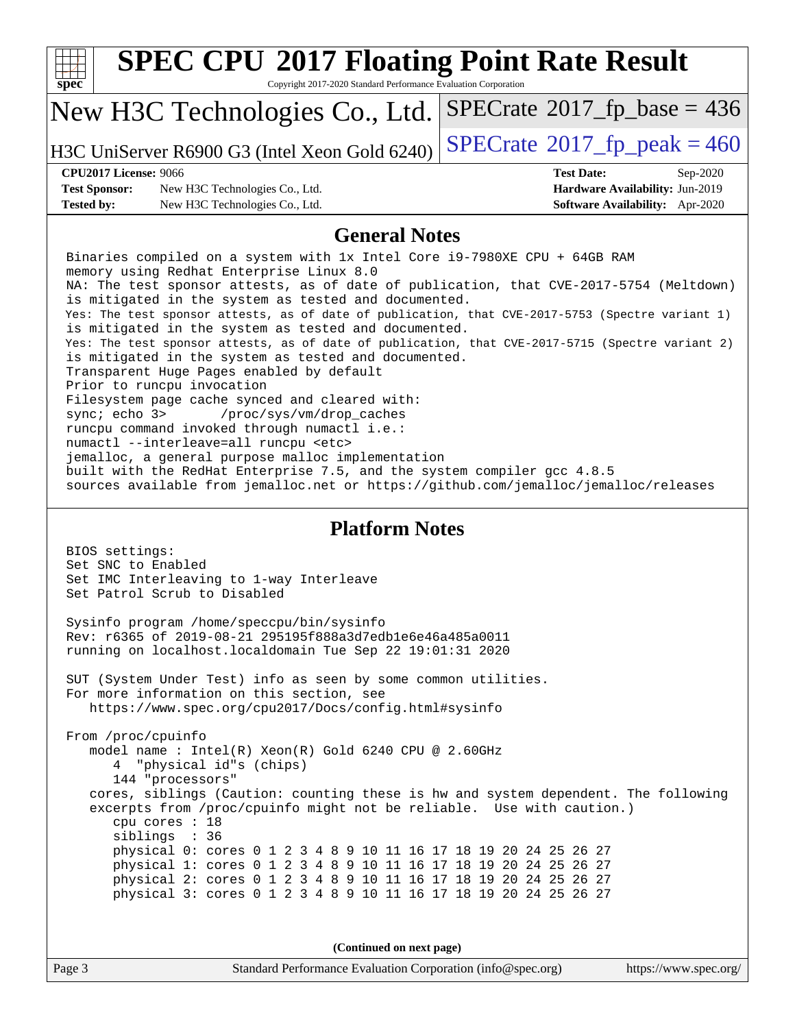# SPEC CPU 2017 Floating Point Rate Result

Copyright 2017-2020 Standard Performance Evaluation Corporation

**New H3C Technologies Co., Ltd.**

**H3C UniServer R6900 G3 (Intel Xeon Gold 6240)**

SPECrate 2017_fp_base = 436

SPECrate 2017_fp_peak = 460

| | | | |
|---|---|---|---|
| **CPU2017 License:** | 9066 | **Test Date:** | Sep-2020 |
| **Test Sponsor:** | New H3C Technologies Co., Ltd. | **Hardware Availability:** | Jun-2019 |
| **Tested by:** | New H3C Technologies Co., Ltd. | **Software Availability:** | Apr-2020 |

## General Notes

```
Binaries compiled on a system with 1x Intel Core i9-7980XE CPU + 64GB RAM
memory using Redhat Enterprise Linux 8.0
NA: The test sponsor attests, as of date of publication, that CVE-2017-5754 (Meltdown)
is mitigated in the system as tested and documented.
Yes: The test sponsor attests, as of date of publication, that CVE-2017-5753 (Spectre variant 1)
is mitigated in the system as tested and documented.
Yes: The test sponsor attests, as of date of publication, that CVE-2017-5715 (Spectre variant 2)
is mitigated in the system as tested and documented.
Transparent Huge Pages enabled by default
Prior to runcpu invocation
Filesystem page cache synced and cleared with:
sync; echo 3>       /proc/sys/vm/drop_caches
runcpu command invoked through numactl i.e.:
numactl --interleave=all runcpu <etc>
jemalloc, a general purpose malloc implementation
built with the RedHat Enterprise 7.5, and the system compiler gcc 4.8.5
sources available from jemalloc.net or https://github.com/jemalloc/jemalloc/releases
```

## Platform Notes

```
BIOS settings:
Set SNC to Enabled
Set IMC Interleaving to 1-way Interleave
Set Patrol Scrub to Disabled

Sysinfo program /home/speccpu/bin/sysinfo
Rev: r6365 of 2019-08-21 295195f888a3d7edb1e6e46a485a0011
running on localhost.localdomain Tue Sep 22 19:01:31 2020

SUT (System Under Test) info as seen by some common utilities.
For more information on this section, see
   https://www.spec.org/cpu2017/Docs/config.html#sysinfo

From /proc/cpuinfo
   model name : Intel(R) Xeon(R) Gold 6240 CPU @ 2.60GHz
      4  "physical id"s (chips)
      144 "processors"
   cores, siblings (Caution: counting these is hw and system dependent. The following
   excerpts from /proc/cpuinfo might not be reliable.  Use with caution.)
      cpu cores : 18
      siblings  : 36
      physical 0: cores 0 1 2 3 4 8 9 10 11 16 17 18 19 20 24 25 26 27
      physical 1: cores 0 1 2 3 4 8 9 10 11 16 17 18 19 20 24 25 26 27
      physical 2: cores 0 1 2 3 4 8 9 10 11 16 17 18 19 20 24 25 26 27
      physical 3: cores 0 1 2 3 4 8 9 10 11 16 17 18 19 20 24 25 26 27
```

**(Continued on next page)**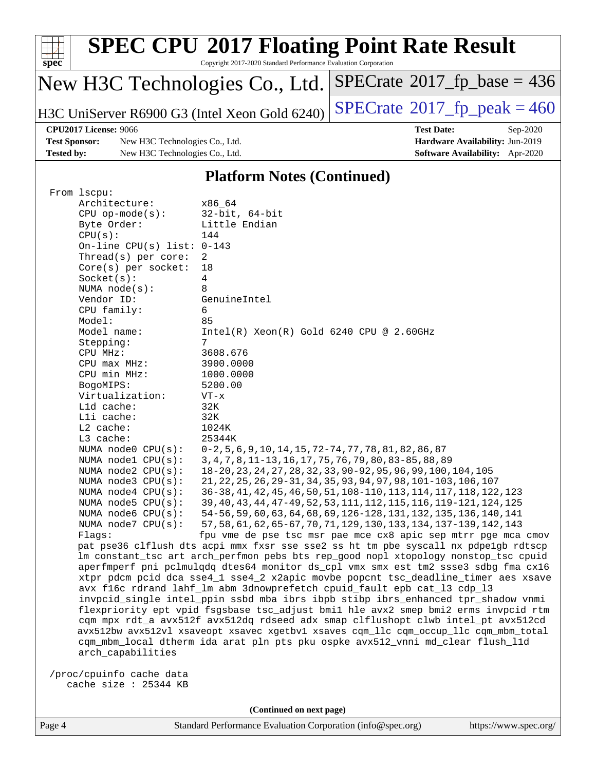# SPEC CPU 2017 Floating Point Rate Result

Copyright 2017-2020 Standard Performance Evaluation Corporation

**New H3C Technologies Co., Ltd.**

**H3C UniServer R6900 G3 (Intel Xeon Gold 6240)**

SPECrate 2017_fp_base = 436

SPECrate 2017_fp_peak = 460

**CPU2017 License:** 9066
**Test Sponsor:** New H3C Technologies Co., Ltd.
**Tested by:** New H3C Technologies Co., Ltd.

**Test Date:** Sep-2020
**Hardware Availability:** Jun-2019
**Software Availability:** Apr-2020

## Platform Notes (Continued)

```
From lscpu:
     Architecture:        x86_64
     CPU op-mode(s):      32-bit, 64-bit
     Byte Order:          Little Endian
     CPU(s):              144
     On-line CPU(s) list: 0-143
     Thread(s) per core:  2
     Core(s) per socket:  18
     Socket(s):           4
     NUMA node(s):        8
     Vendor ID:           GenuineIntel
     CPU family:          6
     Model:               85
     Model name:          Intel(R) Xeon(R) Gold 6240 CPU @ 2.60GHz
     Stepping:            7
     CPU MHz:             3608.676
     CPU max MHz:         3900.0000
     CPU min MHz:         1000.0000
     BogoMIPS:            5200.00
     Virtualization:      VT-x
     L1d cache:           32K
     L1i cache:           32K
     L2 cache:            1024K
     L3 cache:            25344K
     NUMA node0 CPU(s):   0-2,5,6,9,10,14,15,72-74,77,78,81,82,86,87
     NUMA node1 CPU(s):   3,4,7,8,11-13,16,17,75,76,79,80,83-85,88,89
     NUMA node2 CPU(s):   18-20,23,24,27,28,32,33,90-92,95,96,99,100,104,105
     NUMA node3 CPU(s):   21,22,25,26,29-31,34,35,93,94,97,98,101-103,106,107
     NUMA node4 CPU(s):   36-38,41,42,45,46,50,51,108-110,113,114,117,118,122,123
     NUMA node5 CPU(s):   39,40,43,44,47-49,52,53,111,112,115,116,119-121,124,125
     NUMA node6 CPU(s):   54-56,59,60,63,64,68,69,126-128,131,132,135,136,140,141
     NUMA node7 CPU(s):   57,58,61,62,65-67,70,71,129,130,133,134,137-139,142,143
     Flags:               fpu vme de pse tsc msr pae mce cx8 apic sep mtrr pge mca cmov
     pat pse36 clflush dts acpi mmx fxsr sse sse2 ss ht tm pbe syscall nx pdpe1gb rdtscp
     lm constant_tsc art arch_perfmon pebs bts rep_good nopl xtopology nonstop_tsc cpuid
     aperfmperf pni pclmulqdq dtes64 monitor ds_cpl vmx smx est tm2 ssse3 sdbg fma cx16
     xtpr pdcm pcid dca sse4_1 sse4_2 x2apic movbe popcnt tsc_deadline_timer aes xsave
     avx f16c rdrand lahf_lm abm 3dnowprefetch cpuid_fault epb cat_l3 cdp_l3
     invpcid_single intel_ppin ssbd mba ibrs ibpb stibp ibrs_enhanced tpr_shadow vnmi
     flexpriority ept vpid fsgsbase tsc_adjust bmi1 hle avx2 smep bmi2 erms invpcid rtm
     cqm mpx rdt_a avx512f avx512dq rdseed adx smap clflushopt clwb intel_pt avx512cd
     avx512bw avx512vl xsaveopt xsavec xgetbv1 xsaves cqm_llc cqm_occup_llc cqm_mbm_total
     cqm_mbm_local dtherm ida arat pln pts pku ospke avx512_vnni md_clear flush_l1d
     arch_capabilities

 /proc/cpuinfo cache data
    cache size : 25344 KB
```

(Continued on next page)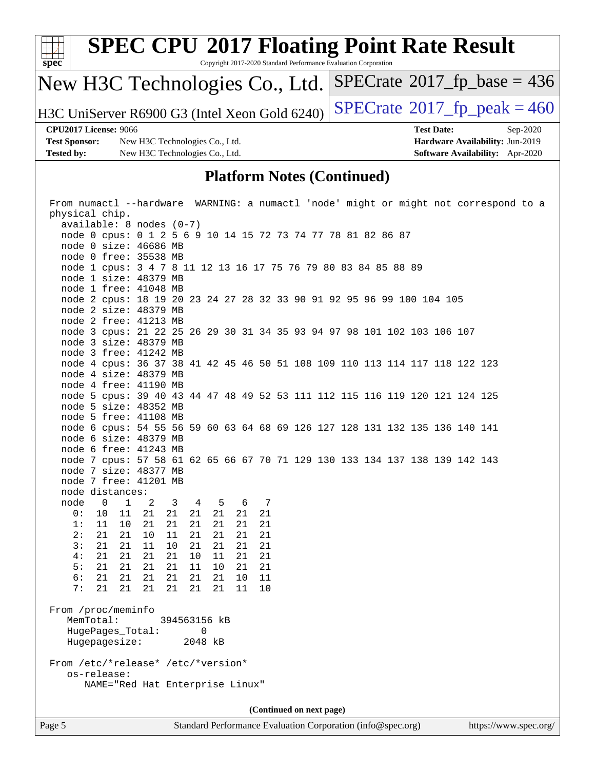## Platform Notes (Continued)

```
From numactl --hardware  WARNING: a numactl 'node' might or might not correspond to a
physical chip.
  available: 8 nodes (0-7)
  node 0 cpus: 0 1 2 5 6 9 10 14 15 72 73 74 77 78 81 82 86 87
  node 0 size: 46686 MB
  node 0 free: 35538 MB
  node 1 cpus: 3 4 7 8 11 12 13 16 17 75 76 79 80 83 84 85 88 89
  node 1 size: 48379 MB
  node 1 free: 41048 MB
  node 2 cpus: 18 19 20 23 24 27 28 32 33 90 91 92 95 96 99 100 104 105
  node 2 size: 48379 MB
  node 2 free: 41213 MB
  node 3 cpus: 21 22 25 26 29 30 31 34 35 93 94 97 98 101 102 103 106 107
  node 3 size: 48379 MB
  node 3 free: 41242 MB
  node 4 cpus: 36 37 38 41 42 45 46 50 51 108 109 110 113 114 117 118 122 123
  node 4 size: 48379 MB
  node 4 free: 41190 MB
  node 5 cpus: 39 40 43 44 47 48 49 52 53 111 112 115 116 119 120 121 124 125
  node 5 size: 48352 MB
  node 5 free: 41108 MB
  node 6 cpus: 54 55 56 59 60 63 64 68 69 126 127 128 131 132 135 136 140 141
  node 6 size: 48379 MB
  node 6 free: 41243 MB
  node 7 cpus: 57 58 61 62 65 66 67 70 71 129 130 133 134 137 138 139 142 143
  node 7 size: 48377 MB
  node 7 free: 41201 MB
  node distances:
  node   0   1   2   3   4   5   6   7
    0:  10  11  21  21  21  21  21  21
    1:  11  10  21  21  21  21  21  21
    2:  21  21  10  11  21  21  21  21
    3:  21  21  11  10  21  21  21  21
    4:  21  21  21  21  10  11  21  21
    5:  21  21  21  21  11  10  21  21
    6:  21  21  21  21  21  21  10  11
    7:  21  21  21  21  21  21  11  10

From /proc/meminfo
   MemTotal:       394563156 kB
   HugePages_Total:       0
   Hugepagesize:       2048 kB

From /etc/*release* /etc/*version*
   os-release:
      NAME="Red Hat Enterprise Linux"
```

(Continued on next page)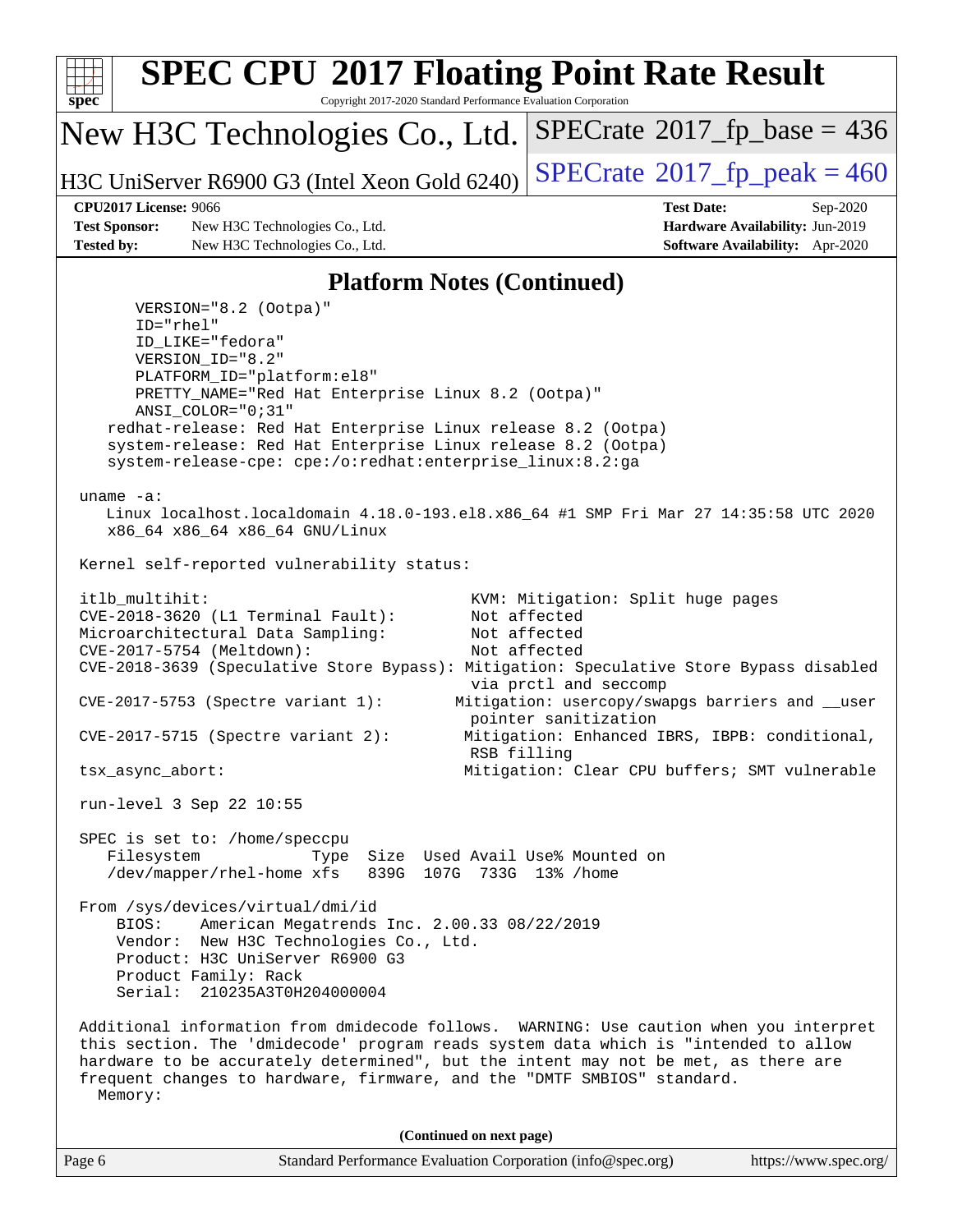## Platform Notes (Continued)

```
      VERSION="8.2 (Ootpa)"
      ID="rhel"
      ID_LIKE="fedora"
      VERSION_ID="8.2"
      PLATFORM_ID="platform:el8"
      PRETTY_NAME="Red Hat Enterprise Linux 8.2 (Ootpa)"
      ANSI_COLOR="0;31"
   redhat-release: Red Hat Enterprise Linux release 8.2 (Ootpa)
   system-release: Red Hat Enterprise Linux release 8.2 (Ootpa)
   system-release-cpe: cpe:/o:redhat:enterprise_linux:8.2:ga

uname -a:
   Linux localhost.localdomain 4.18.0-193.el8.x86_64 #1 SMP Fri Mar 27 14:35:58 UTC 2020
   x86_64 x86_64 x86_64 GNU/Linux

Kernel self-reported vulnerability status:

itlb_multihit:                                         KVM: Mitigation: Split huge pages
CVE-2018-3620 (L1 Terminal Fault):                     Not affected
Microarchitectural Data Sampling:                      Not affected
CVE-2017-5754 (Meltdown):                              Not affected
CVE-2018-3639 (Speculative Store Bypass): Mitigation: Speculative Store Bypass disabled
                                                       via prctl and seccomp
CVE-2017-5753 (Spectre variant 1):                   Mitigation: usercopy/swapgs barriers and __user
                                                       pointer sanitization
CVE-2017-5715 (Spectre variant 2):                    Mitigation: Enhanced IBRS, IBPB: conditional,
                                                       RSB filling
tsx_async_abort:                                      Mitigation: Clear CPU buffers; SMT vulnerable

run-level 3 Sep 22 10:55

SPEC is set to: /home/speccpu
   Filesystem            Type  Size  Used Avail Use% Mounted on
   /dev/mapper/rhel-home xfs   839G  107G  733G  13% /home

From /sys/devices/virtual/dmi/id
    BIOS:    American Megatrends Inc. 2.00.33 08/22/2019
    Vendor:  New H3C Technologies Co., Ltd.
    Product: H3C UniServer R6900 G3
    Product Family: Rack
    Serial:  210235A3T0H204000004

Additional information from dmidecode follows.  WARNING: Use caution when you interpret
this section. The 'dmidecode' program reads system data which is "intended to allow
hardware to be accurately determined", but the intent may not be met, as there are
frequent changes to hardware, firmware, and the "DMTF SMBIOS" standard.
  Memory:
```

(Continued on next page)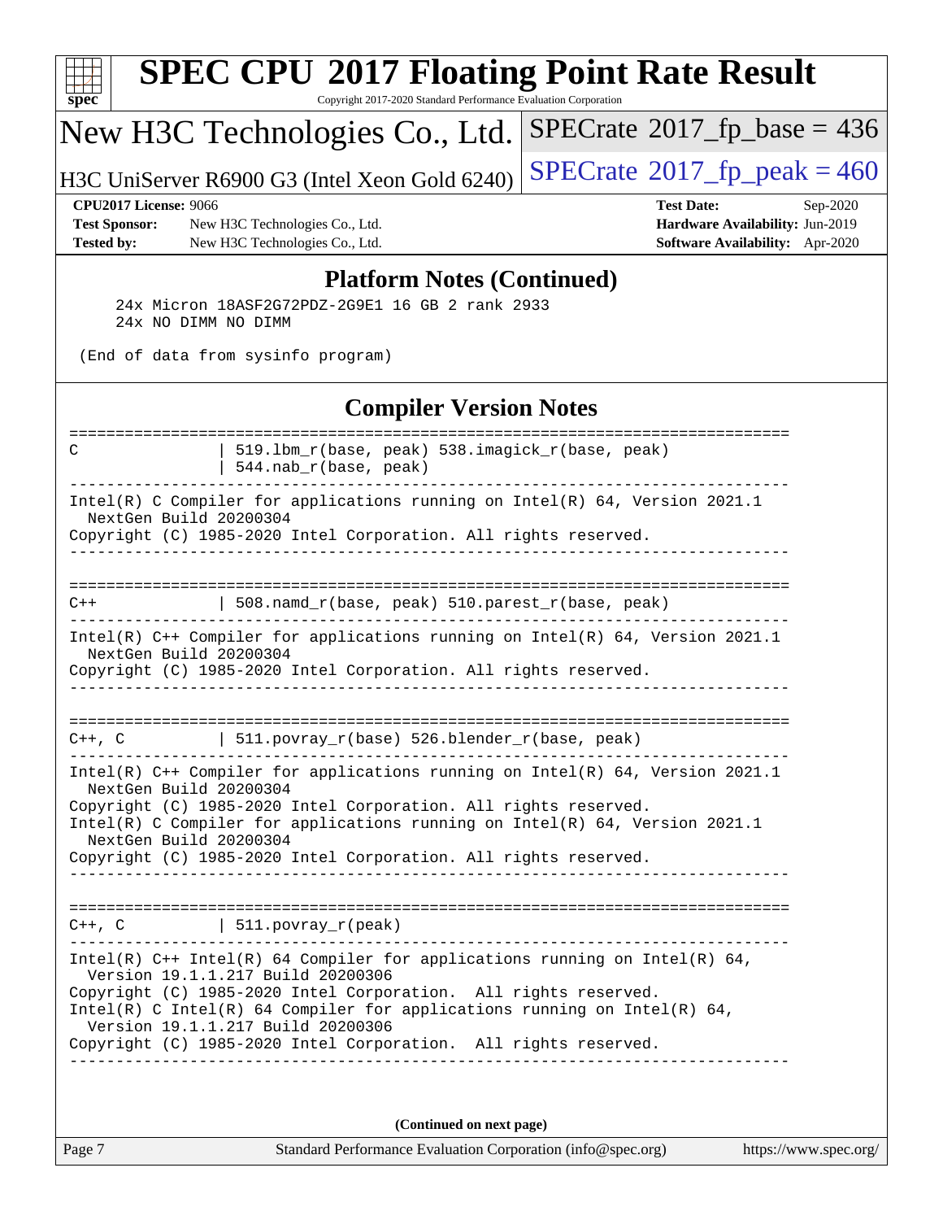# SPEC CPU 2017 Floating Point Rate Result

Copyright 2017-2020 Standard Performance Evaluation Corporation

**New H3C Technologies Co., Ltd.**

H3C UniServer R6900 G3 (Intel Xeon Gold 6240)

SPECrate 2017_fp_base = 436

SPECrate 2017_fp_peak = 460

| | | | |
|---|---|---|---|
| **CPU2017 License:** | 9066 | **Test Date:** | Sep-2020 |
| **Test Sponsor:** | New H3C Technologies Co., Ltd. | **Hardware Availability:** | Jun-2019 |
| **Tested by:** | New H3C Technologies Co., Ltd. | **Software Availability:** | Apr-2020 |

## Platform Notes (Continued)

```
     24x Micron 18ASF2G72PDZ-2G9E1 16 GB 2 rank 2933
     24x NO DIMM NO DIMM

 (End of data from sysinfo program)
```

## Compiler Version Notes

```
==============================================================================
C               | 519.lbm_r(base, peak) 538.imagick_r(base, peak)
                | 544.nab_r(base, peak)
------------------------------------------------------------------------------
Intel(R) C Compiler for applications running on Intel(R) 64, Version 2021.1
  NextGen Build 20200304
Copyright (C) 1985-2020 Intel Corporation. All rights reserved.
------------------------------------------------------------------------------

==============================================================================
C++             | 508.namd_r(base, peak) 510.parest_r(base, peak)
------------------------------------------------------------------------------
Intel(R) C++ Compiler for applications running on Intel(R) 64, Version 2021.1
  NextGen Build 20200304
Copyright (C) 1985-2020 Intel Corporation. All rights reserved.
------------------------------------------------------------------------------

==============================================================================
C++, C          | 511.povray_r(base) 526.blender_r(base, peak)
------------------------------------------------------------------------------
Intel(R) C++ Compiler for applications running on Intel(R) 64, Version 2021.1
  NextGen Build 20200304
Copyright (C) 1985-2020 Intel Corporation. All rights reserved.
Intel(R) C Compiler for applications running on Intel(R) 64, Version 2021.1
  NextGen Build 20200304
Copyright (C) 1985-2020 Intel Corporation. All rights reserved.
------------------------------------------------------------------------------

==============================================================================
C++, C          | 511.povray_r(peak)
------------------------------------------------------------------------------
Intel(R) C++ Intel(R) 64 Compiler for applications running on Intel(R) 64,
  Version 19.1.1.217 Build 20200306
Copyright (C) 1985-2020 Intel Corporation.  All rights reserved.
Intel(R) C Intel(R) 64 Compiler for applications running on Intel(R) 64,
  Version 19.1.1.217 Build 20200306
Copyright (C) 1985-2020 Intel Corporation.  All rights reserved.
------------------------------------------------------------------------------
```

**(Continued on next page)**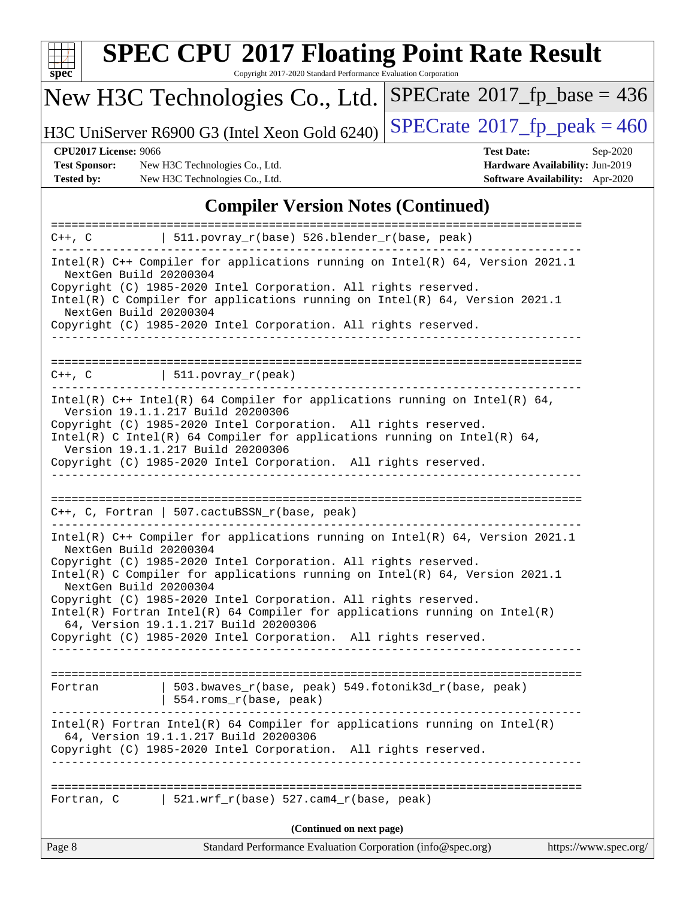# SPEC CPU 2017 Floating Point Rate Result

Copyright 2017-2020 Standard Performance Evaluation Corporation

## New H3C Technologies Co., Ltd.

H3C UniServer R6900 G3 (Intel Xeon Gold 6240)

SPECrate 2017_fp_base = 436

SPECrate 2017_fp_peak = 460

**CPU2017 License:** 9066
**Test Sponsor:** New H3C Technologies Co., Ltd.
**Tested by:** New H3C Technologies Co., Ltd.

**Test Date:** Sep-2020
**Hardware Availability:** Jun-2019
**Software Availability:** Apr-2020

## Compiler Version Notes (Continued)

```
==============================================================================
C++, C          | 511.povray_r(base) 526.blender_r(base, peak)
------------------------------------------------------------------------------
Intel(R) C++ Compiler for applications running on Intel(R) 64, Version 2021.1
  NextGen Build 20200304
Copyright (C) 1985-2020 Intel Corporation. All rights reserved.
Intel(R) C Compiler for applications running on Intel(R) 64, Version 2021.1
  NextGen Build 20200304
Copyright (C) 1985-2020 Intel Corporation. All rights reserved.
------------------------------------------------------------------------------

==============================================================================
C++, C          | 511.povray_r(peak)
------------------------------------------------------------------------------
Intel(R) C++ Intel(R) 64 Compiler for applications running on Intel(R) 64,
  Version 19.1.1.217 Build 20200306
Copyright (C) 1985-2020 Intel Corporation.  All rights reserved.
Intel(R) C Intel(R) 64 Compiler for applications running on Intel(R) 64,
  Version 19.1.1.217 Build 20200306
Copyright (C) 1985-2020 Intel Corporation.  All rights reserved.
------------------------------------------------------------------------------

==============================================================================
C++, C, Fortran | 507.cactuBSSN_r(base, peak)
------------------------------------------------------------------------------
Intel(R) C++ Compiler for applications running on Intel(R) 64, Version 2021.1
  NextGen Build 20200304
Copyright (C) 1985-2020 Intel Corporation. All rights reserved.
Intel(R) C Compiler for applications running on Intel(R) 64, Version 2021.1
  NextGen Build 20200304
Copyright (C) 1985-2020 Intel Corporation. All rights reserved.
Intel(R) Fortran Intel(R) 64 Compiler for applications running on Intel(R)
  64, Version 19.1.1.217 Build 20200306
Copyright (C) 1985-2020 Intel Corporation.  All rights reserved.
------------------------------------------------------------------------------

==============================================================================
Fortran         | 503.bwaves_r(base, peak) 549.fotonik3d_r(base, peak)
                | 554.roms_r(base, peak)
------------------------------------------------------------------------------
Intel(R) Fortran Intel(R) 64 Compiler for applications running on Intel(R)
  64, Version 19.1.1.217 Build 20200306
Copyright (C) 1985-2020 Intel Corporation.  All rights reserved.
------------------------------------------------------------------------------

==============================================================================
Fortran, C      | 521.wrf_r(base) 527.cam4_r(base, peak)
```

(Continued on next page)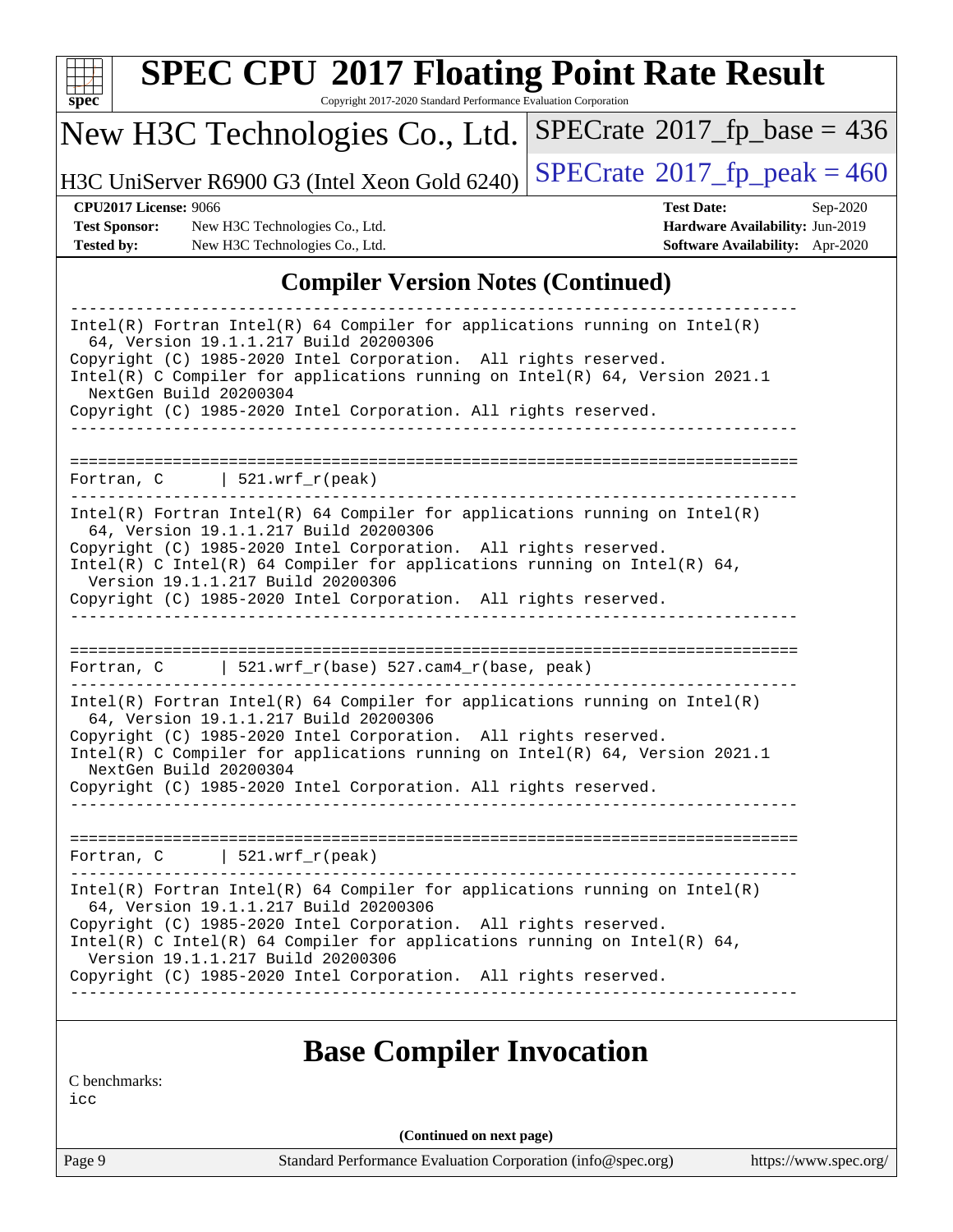## Compiler Version Notes (Continued)

```
------------------------------------------------------------------------------
Intel(R) Fortran Intel(R) 64 Compiler for applications running on Intel(R)
  64, Version 19.1.1.217 Build 20200306
Copyright (C) 1985-2020 Intel Corporation.  All rights reserved.
Intel(R) C Compiler for applications running on Intel(R) 64, Version 2021.1
  NextGen Build 20200304
Copyright (C) 1985-2020 Intel Corporation. All rights reserved.
------------------------------------------------------------------------------

==============================================================================
Fortran, C      | 521.wrf_r(peak)
------------------------------------------------------------------------------
Intel(R) Fortran Intel(R) 64 Compiler for applications running on Intel(R)
  64, Version 19.1.1.217 Build 20200306
Copyright (C) 1985-2020 Intel Corporation.  All rights reserved.
Intel(R) C Intel(R) 64 Compiler for applications running on Intel(R) 64,
  Version 19.1.1.217 Build 20200306
Copyright (C) 1985-2020 Intel Corporation.  All rights reserved.
------------------------------------------------------------------------------

==============================================================================
Fortran, C      | 521.wrf_r(base) 527.cam4_r(base, peak)
------------------------------------------------------------------------------
Intel(R) Fortran Intel(R) 64 Compiler for applications running on Intel(R)
  64, Version 19.1.1.217 Build 20200306
Copyright (C) 1985-2020 Intel Corporation.  All rights reserved.
Intel(R) C Compiler for applications running on Intel(R) 64, Version 2021.1
  NextGen Build 20200304
Copyright (C) 1985-2020 Intel Corporation. All rights reserved.
------------------------------------------------------------------------------

==============================================================================
Fortran, C      | 521.wrf_r(peak)
------------------------------------------------------------------------------
Intel(R) Fortran Intel(R) 64 Compiler for applications running on Intel(R)
  64, Version 19.1.1.217 Build 20200306
Copyright (C) 1985-2020 Intel Corporation.  All rights reserved.
Intel(R) C Intel(R) 64 Compiler for applications running on Intel(R) 64,
  Version 19.1.1.217 Build 20200306
Copyright (C) 1985-2020 Intel Corporation.  All rights reserved.
------------------------------------------------------------------------------
```

## Base Compiler Invocation

C benchmarks:
icc

(Continued on next page)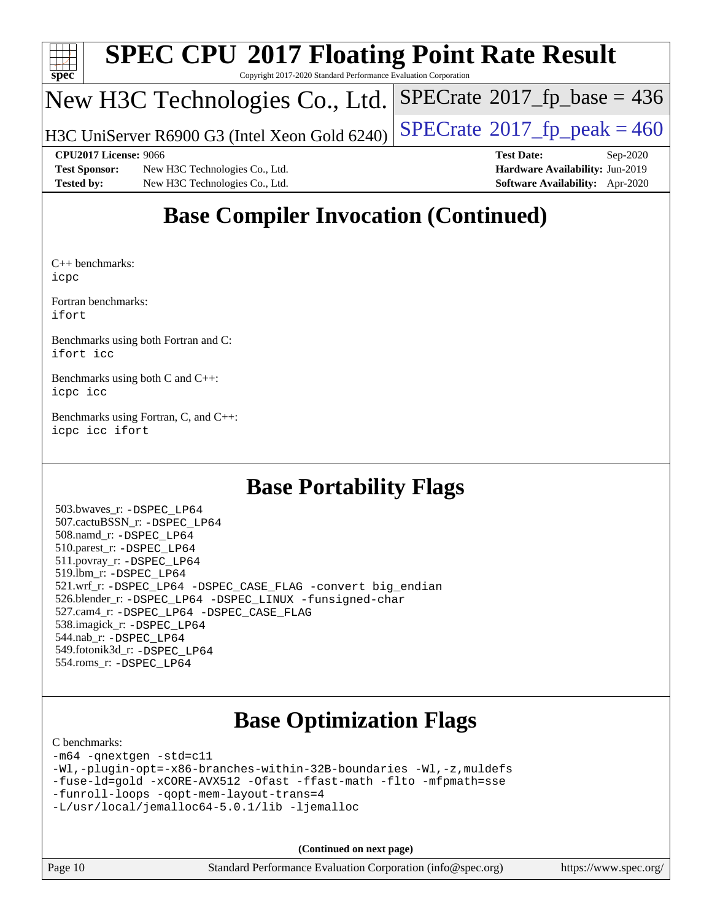# SPEC CPU 2017 Floating Point Rate Result

Copyright 2017-2020 Standard Performance Evaluation Corporation

New H3C Technologies Co., Ltd.

H3C UniServer R6900 G3 (Intel Xeon Gold 6240)

SPECrate 2017_fp_base = 436

SPECrate 2017_fp_peak = 460

**CPU2017 License:** 9066
**Test Sponsor:** New H3C Technologies Co., Ltd.
**Tested by:** New H3C Technologies Co., Ltd.

**Test Date:** Sep-2020
**Hardware Availability:** Jun-2019
**Software Availability:** Apr-2020

## Base Compiler Invocation (Continued)

C++ benchmarks:
`icpc`

Fortran benchmarks:
`ifort`

Benchmarks using both Fortran and C:
`ifort icc`

Benchmarks using both C and C++:
`icpc icc`

Benchmarks using Fortran, C, and C++:
`icpc icc ifort`

## Base Portability Flags

503.bwaves_r: `-DSPEC_LP64`
507.cactuBSSN_r: `-DSPEC_LP64`
508.namd_r: `-DSPEC_LP64`
510.parest_r: `-DSPEC_LP64`
511.povray_r: `-DSPEC_LP64`
519.lbm_r: `-DSPEC_LP64`
521.wrf_r: `-DSPEC_LP64 -DSPEC_CASE_FLAG -convert big_endian`
526.blender_r: `-DSPEC_LP64 -DSPEC_LINUX -funsigned-char`
527.cam4_r: `-DSPEC_LP64 -DSPEC_CASE_FLAG`
538.imagick_r: `-DSPEC_LP64`
544.nab_r: `-DSPEC_LP64`
549.fotonik3d_r: `-DSPEC_LP64`
554.roms_r: `-DSPEC_LP64`

## Base Optimization Flags

C benchmarks:

```
-m64 -qnextgen -std=c11
-Wl,-plugin-opt=-x86-branches-within-32B-boundaries -Wl,-z,muldefs
-fuse-ld=gold -xCORE-AVX512 -Ofast -ffast-math -flto -mfpmath=sse
-funroll-loops -qopt-mem-layout-trans=4
-L/usr/local/jemalloc64-5.0.1/lib -ljemalloc
```

**(Continued on next page)**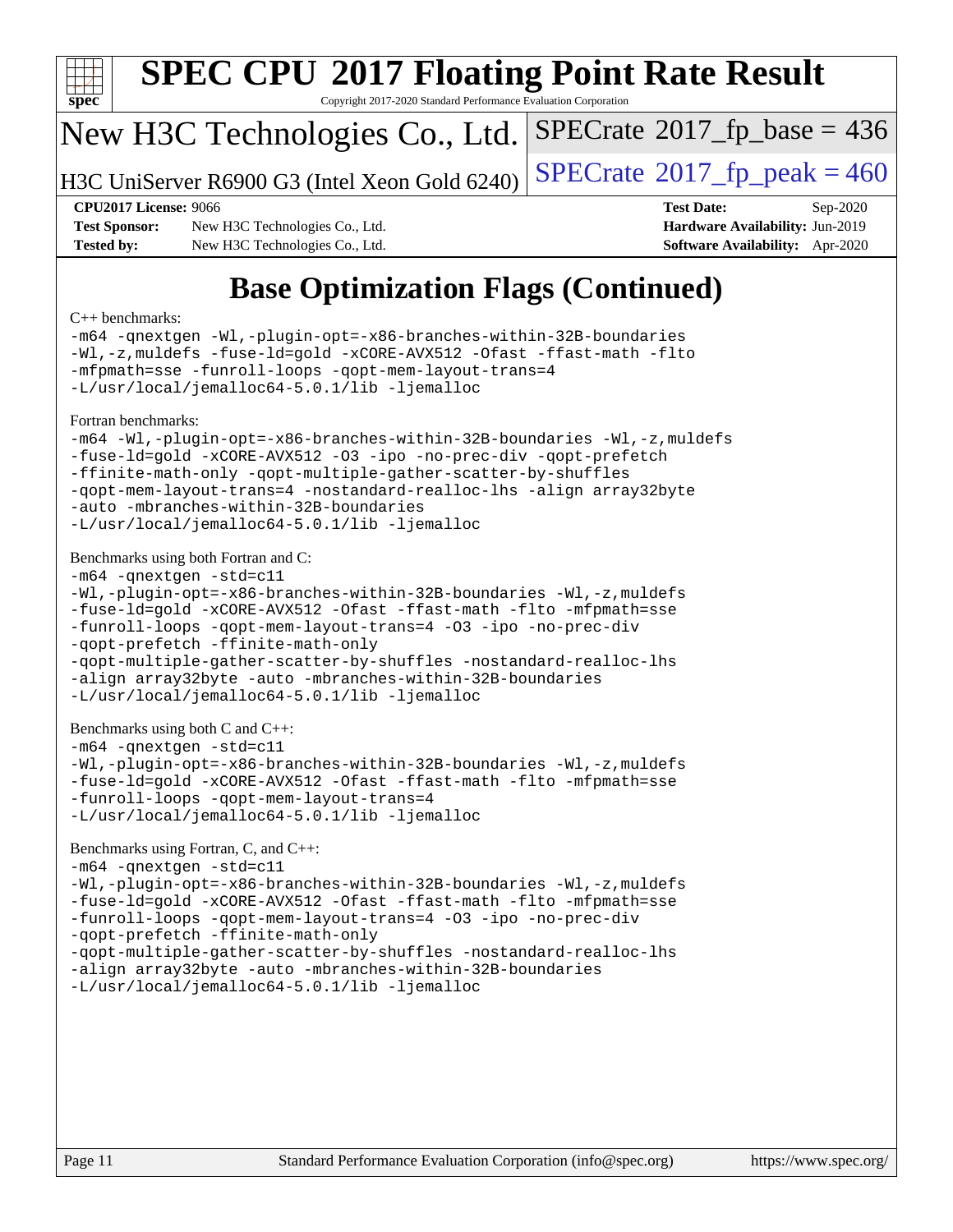# Base Optimization Flags (Continued)

C++ benchmarks:

```
-m64 -qnextgen -Wl,-plugin-opt=-x86-branches-within-32B-boundaries
-Wl,-z,muldefs -fuse-ld=gold -xCORE-AVX512 -Ofast -ffast-math -flto
-mfpmath=sse -funroll-loops -qopt-mem-layout-trans=4
-L/usr/local/jemalloc64-5.0.1/lib -ljemalloc
```

Fortran benchmarks:

```
-m64 -Wl,-plugin-opt=-x86-branches-within-32B-boundaries -Wl,-z,muldefs
-fuse-ld=gold -xCORE-AVX512 -O3 -ipo -no-prec-div -qopt-prefetch
-ffinite-math-only -qopt-multiple-gather-scatter-by-shuffles
-qopt-mem-layout-trans=4 -nostandard-realloc-lhs -align array32byte
-auto -mbranches-within-32B-boundaries
-L/usr/local/jemalloc64-5.0.1/lib -ljemalloc
```

Benchmarks using both Fortran and C:

```
-m64 -qnextgen -std=c11
-Wl,-plugin-opt=-x86-branches-within-32B-boundaries -Wl,-z,muldefs
-fuse-ld=gold -xCORE-AVX512 -Ofast -ffast-math -flto -mfpmath=sse
-funroll-loops -qopt-mem-layout-trans=4 -O3 -ipo -no-prec-div
-qopt-prefetch -ffinite-math-only
-qopt-multiple-gather-scatter-by-shuffles -nostandard-realloc-lhs
-align array32byte -auto -mbranches-within-32B-boundaries
-L/usr/local/jemalloc64-5.0.1/lib -ljemalloc
```

Benchmarks using both C and C++:

```
-m64 -qnextgen -std=c11
-Wl,-plugin-opt=-x86-branches-within-32B-boundaries -Wl,-z,muldefs
-fuse-ld=gold -xCORE-AVX512 -Ofast -ffast-math -flto -mfpmath=sse
-funroll-loops -qopt-mem-layout-trans=4
-L/usr/local/jemalloc64-5.0.1/lib -ljemalloc
```

Benchmarks using Fortran, C, and C++:

```
-m64 -qnextgen -std=c11
-Wl,-plugin-opt=-x86-branches-within-32B-boundaries -Wl,-z,muldefs
-fuse-ld=gold -xCORE-AVX512 -Ofast -ffast-math -flto -mfpmath=sse
-funroll-loops -qopt-mem-layout-trans=4 -O3 -ipo -no-prec-div
-qopt-prefetch -ffinite-math-only
-qopt-multiple-gather-scatter-by-shuffles -nostandard-realloc-lhs
-align array32byte -auto -mbranches-within-32B-boundaries
-L/usr/local/jemalloc64-5.0.1/lib -ljemalloc
```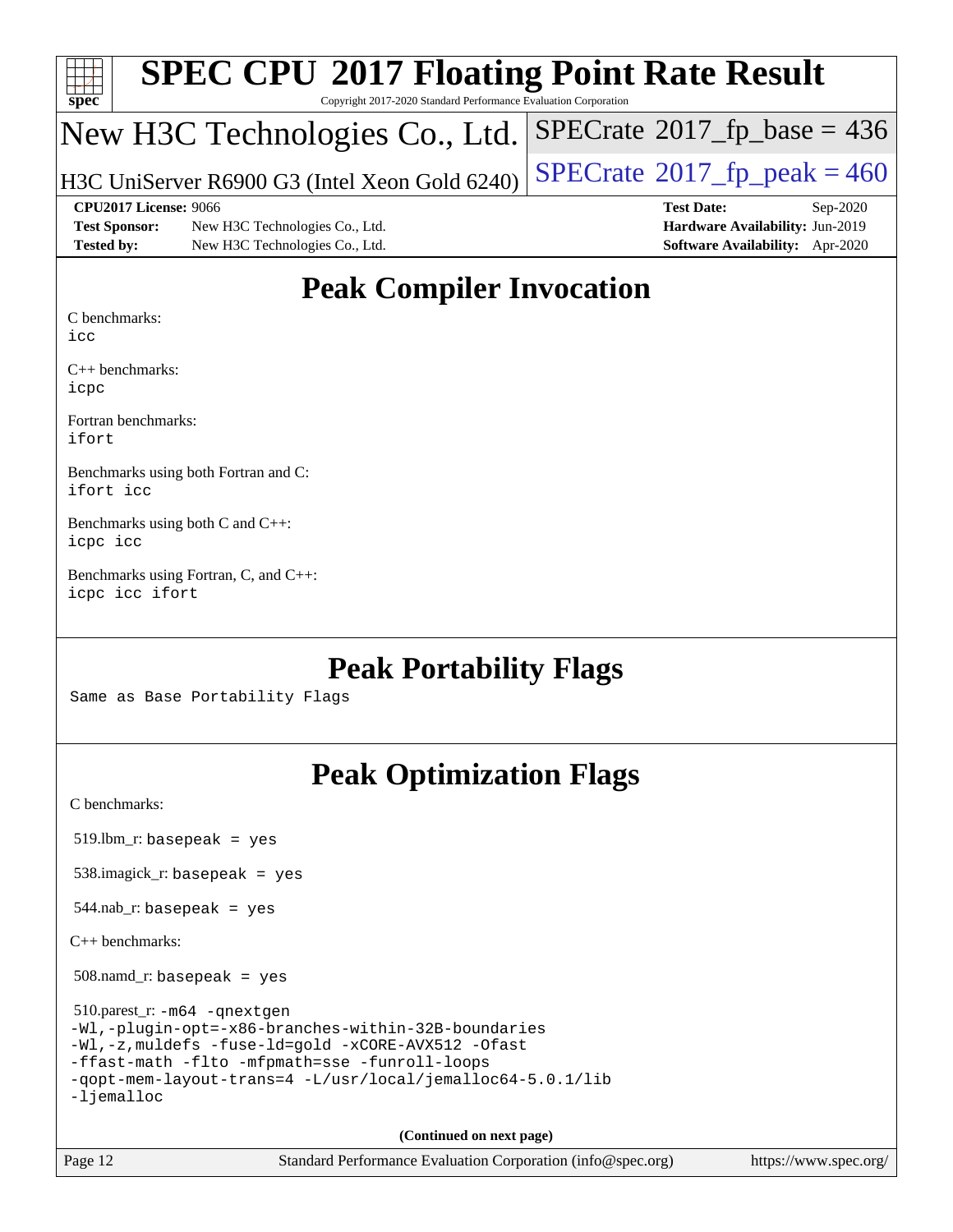# SPEC CPU 2017 Floating Point Rate Result

Copyright 2017-2020 Standard Performance Evaluation Corporation

## New H3C Technologies Co., Ltd.

H3C UniServer R6900 G3 (Intel Xeon Gold 6240)

SPECrate 2017_fp_base = 436

SPECrate 2017_fp_peak = 460

**CPU2017 License:** 9066
**Test Sponsor:** New H3C Technologies Co., Ltd.
**Tested by:** New H3C Technologies Co., Ltd.
**Test Date:** Sep-2020
**Hardware Availability:** Jun-2019
**Software Availability:** Apr-2020

## Peak Compiler Invocation

C benchmarks:
`icc`

C++ benchmarks:
`icpc`

Fortran benchmarks:
`ifort`

Benchmarks using both Fortran and C:
`ifort icc`

Benchmarks using both C and C++:
`icpc icc`

Benchmarks using Fortran, C, and C++:
`icpc icc ifort`

## Peak Portability Flags

Same as Base Portability Flags

## Peak Optimization Flags

C benchmarks:

519.lbm_r: `basepeak = yes`

538.imagick_r: `basepeak = yes`

544.nab_r: `basepeak = yes`

C++ benchmarks:

508.namd_r: `basepeak = yes`

510.parest_r:
```
-m64 -qnextgen
-Wl,-plugin-opt=-x86-branches-within-32B-boundaries
-Wl,-z,muldefs -fuse-ld=gold -xCORE-AVX512 -Ofast
-ffast-math -flto -mfpmath=sse -funroll-loops
-qopt-mem-layout-trans=4 -L/usr/local/jemalloc64-5.0.1/lib
-ljemalloc
```

(Continued on next page)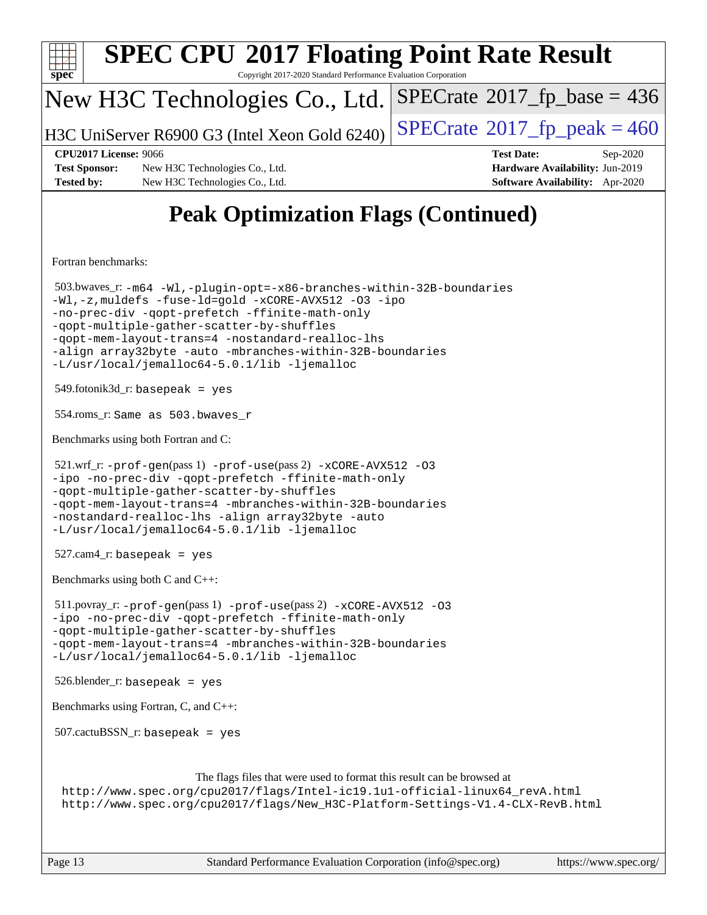# Peak Optimization Flags (Continued)

Fortran benchmarks:

503.bwaves_r: -m64 -Wl,-plugin-opt=-x86-branches-within-32B-boundaries -Wl,-z,muldefs -fuse-ld=gold -xCORE-AVX512 -O3 -ipo -no-prec-div -qopt-prefetch -ffinite-math-only -qopt-multiple-gather-scatter-by-shuffles -qopt-mem-layout-trans=4 -nostandard-realloc-lhs -align array32byte -auto -mbranches-within-32B-boundaries -L/usr/local/jemalloc64-5.0.1/lib -ljemalloc

549.fotonik3d_r: basepeak = yes

554.roms_r: Same as 503.bwaves_r

Benchmarks using both Fortran and C:

521.wrf_r: -prof-gen(pass 1) -prof-use(pass 2) -xCORE-AVX512 -O3 -ipo -no-prec-div -qopt-prefetch -ffinite-math-only -qopt-multiple-gather-scatter-by-shuffles -qopt-mem-layout-trans=4 -mbranches-within-32B-boundaries -nostandard-realloc-lhs -align array32byte -auto -L/usr/local/jemalloc64-5.0.1/lib -ljemalloc

527.cam4_r: basepeak = yes

Benchmarks using both C and C++:

511.povray_r: -prof-gen(pass 1) -prof-use(pass 2) -xCORE-AVX512 -O3 -ipo -no-prec-div -qopt-prefetch -ffinite-math-only -qopt-multiple-gather-scatter-by-shuffles -qopt-mem-layout-trans=4 -mbranches-within-32B-boundaries -L/usr/local/jemalloc64-5.0.1/lib -ljemalloc

526.blender_r: basepeak = yes

Benchmarks using Fortran, C, and C++:

507.cactuBSSN_r: basepeak = yes

The flags files that were used to format this result can be browsed at
http://www.spec.org/cpu2017/flags/Intel-ic19.1u1-official-linux64_revA.html
http://www.spec.org/cpu2017/flags/New_H3C-Platform-Settings-V1.4-CLX-RevB.html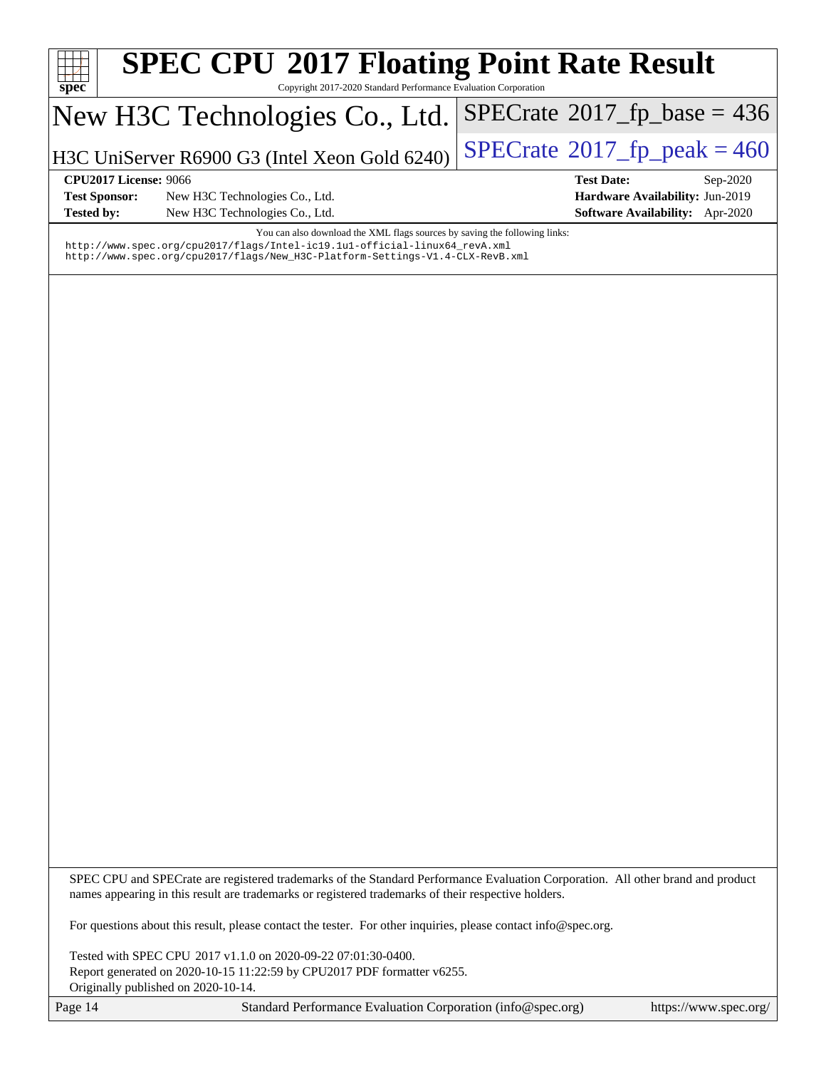# SPEC CPU 2017 Floating Point Rate Result

Copyright 2017-2020 Standard Performance Evaluation Corporation

## New H3C Technologies Co., Ltd.

H3C UniServer R6900 G3 (Intel Xeon Gold 6240)

SPECrate 2017_fp_base = 436

SPECrate 2017_fp_peak = 460

**CPU2017 License:** 9066
**Test Sponsor:** New H3C Technologies Co., Ltd.
**Tested by:** New H3C Technologies Co., Ltd.

**Test Date:** Sep-2020
**Hardware Availability:** Jun-2019
**Software Availability:** Apr-2020

You can also download the XML flags sources by saving the following links:

```
http://www.spec.org/cpu2017/flags/Intel-ic19.1u1-official-linux64_revA.xml
http://www.spec.org/cpu2017/flags/New_H3C-Platform-Settings-V1.4-CLX-RevB.xml
```

SPEC CPU and SPECrate are registered trademarks of the Standard Performance Evaluation Corporation. All other brand and product names appearing in this result are trademarks or registered trademarks of their respective holders.

For questions about this result, please contact the tester. For other inquiries, please contact info@spec.org.

Tested with SPEC CPU 2017 v1.1.0 on 2020-09-22 07:01:30-0400.
Report generated on 2020-10-15 11:22:59 by CPU2017 PDF formatter v6255.
Originally published on 2020-10-14.